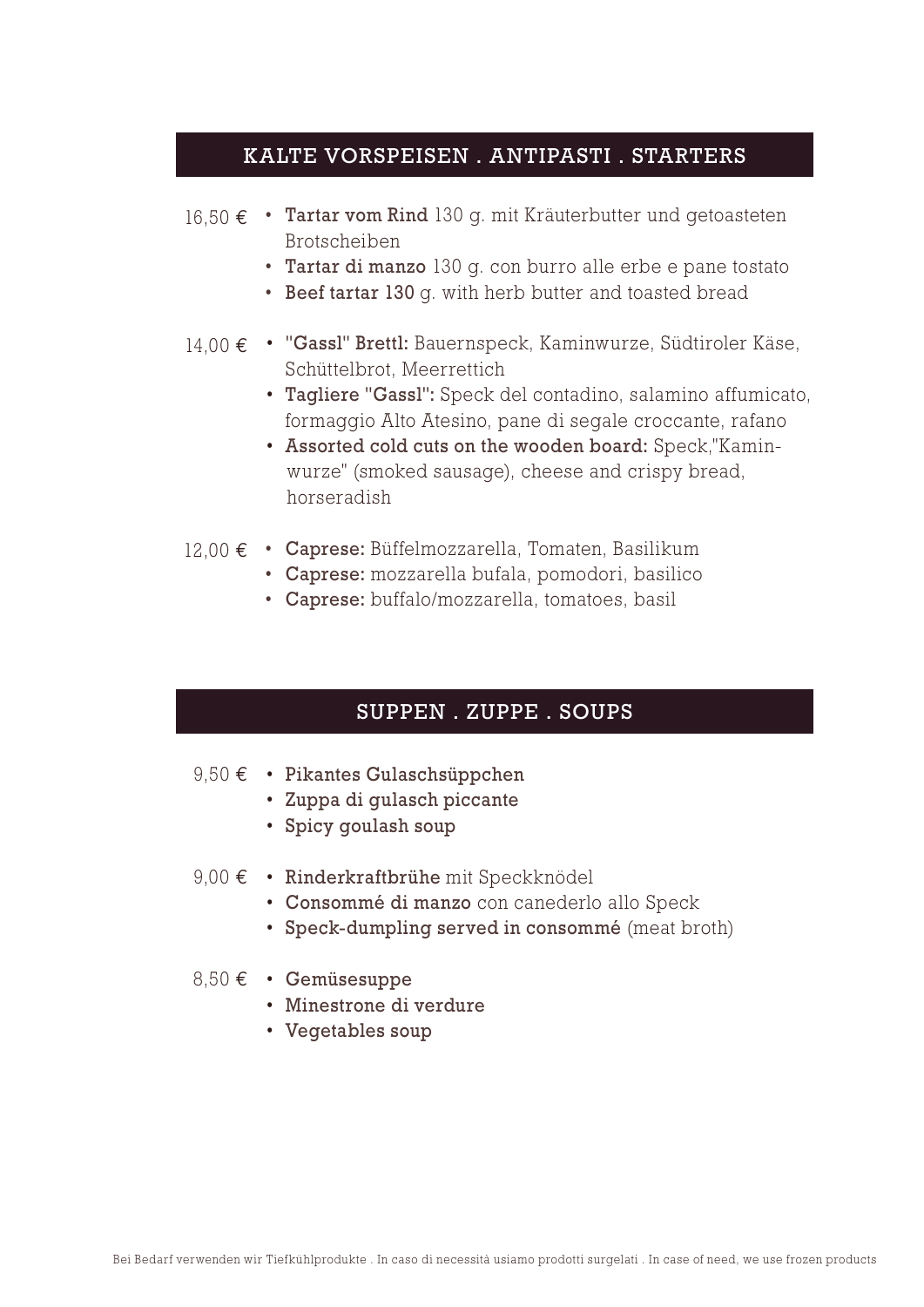## KALTE VORSPEISEN . ANTIPASTI . STARTERS

16,50 €
- **Tartar vom Rind** 130 g. mit Kräuterbutter und getoasteten Brotscheiben
- **Tartar di manzo** 130 g. con burro alle erbe e pane tostato
- **Beef tartar 130** g. with herb butter and toasted bread

14,00 €
- **"Gassl" Brettl:** Bauernspeck, Kaminwurze, Südtiroler Käse, Schüttelbrot, Meerrettich
- **Tagliere "Gassl":** Speck del contadino, salamino affumicato, formaggio Alto Atesino, pane di segale croccante, rafano
- **Assorted cold cuts on the wooden board:** Speck,"Kamin-wurze" (smoked sausage), cheese and crispy bread, horseradish

12,00 €
- **Caprese:** Büffelmozzarella, Tomaten, Basilikum
- **Caprese:** mozzarella bufala, pomodori, basilico
- **Caprese:** buffalo/mozzarella, tomatoes, basil

## SUPPEN . ZUPPE . SOUPS

9,50 €
- **Pikantes Gulaschsüppchen**
- **Zuppa di gulasch piccante**
- **Spicy goulash soup**

9,00 €
- **Rinderkraftbrühe** mit Speckknödel
- **Consommé di manzo** con canederlo allo Speck
- **Speck-dumpling served in consommé** (meat broth)

8,50 €
- **Gemüsesuppe**
- **Minestrone di verdure**
- **Vegetables soup**

Bei Bedarf verwenden wir Tiefkühlprodukte . In caso di necessità usiamo prodotti surgelati . In case of need, we use frozen products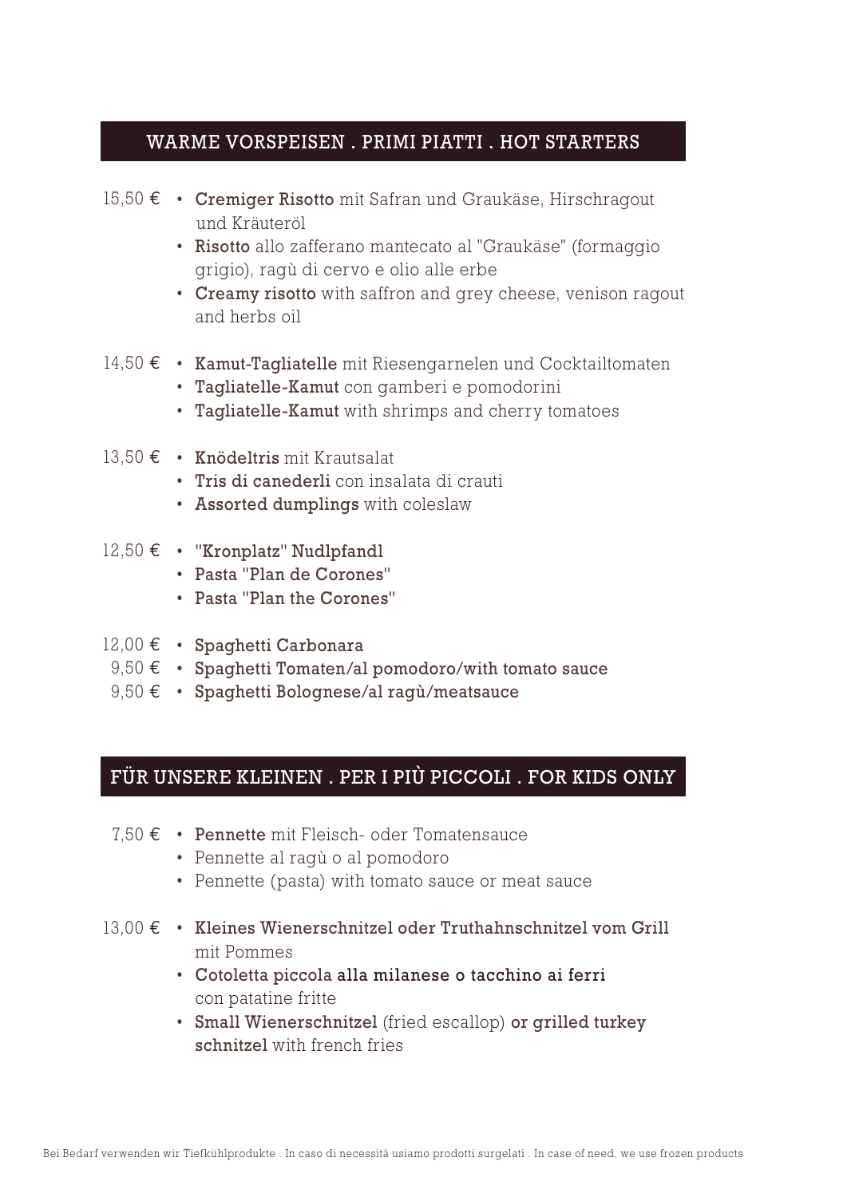## WARME VORSPEISEN . PRIMI PIATTI . HOT STARTERS

15,50 €
- **Cremiger Risotto** mit Safran und Graukäse, Hirschragout und Kräuteröl
- **Risotto** allo zafferano mantecato al "Graukäse" (formaggio grigio), ragù di cervo e olio alle erbe
- **Creamy risotto** with saffron and grey cheese, venison ragout and herbs oil

14,50 €
- **Kamut-Tagliatelle** mit Riesengarnelen und Cocktailtomaten
- **Tagliatelle-Kamut** con gamberi e pomodorini
- **Tagliatelle-Kamut** with shrimps and cherry tomatoes

13,50 €
- **Knödeltris** mit Krautsalat
- **Tris di canederli** con insalata di crauti
- **Assorted dumplings** with coleslaw

12,50 €
- **"Kronplatz" Nudlpfandl**
- **Pasta "Plan de Corones"**
- **Pasta "Plan the Corones"**

12,00 €
- **Spaghetti Carbonara**

9,50 €
- **Spaghetti Tomaten/al pomodoro/with tomato sauce**

9,50 €
- **Spaghetti Bolognese/al ragù/meatsauce**

## FÜR UNSERE KLEINEN . PER I PIÙ PICCOLI . FOR KIDS ONLY

7,50 €
- **Pennette** mit Fleisch- oder Tomatensauce
- Pennette al ragù o al pomodoro
- Pennette (pasta) with tomato sauce or meat sauce

13,00 €
- **Kleines Wienerschnitzel oder Truthahnschnitzel vom Grill** mit Pommes
- **Cotoletta piccola alla milanese o tacchino ai ferri** con patatine fritte
- **Small Wienerschnitzel** (fried escallop) **or grilled turkey schnitzel** with french fries

Bei Bedarf verwenden wir Tiefkühlprodukte . In caso di necessità usiamo prodotti surgelati . In case of need, we use frozen products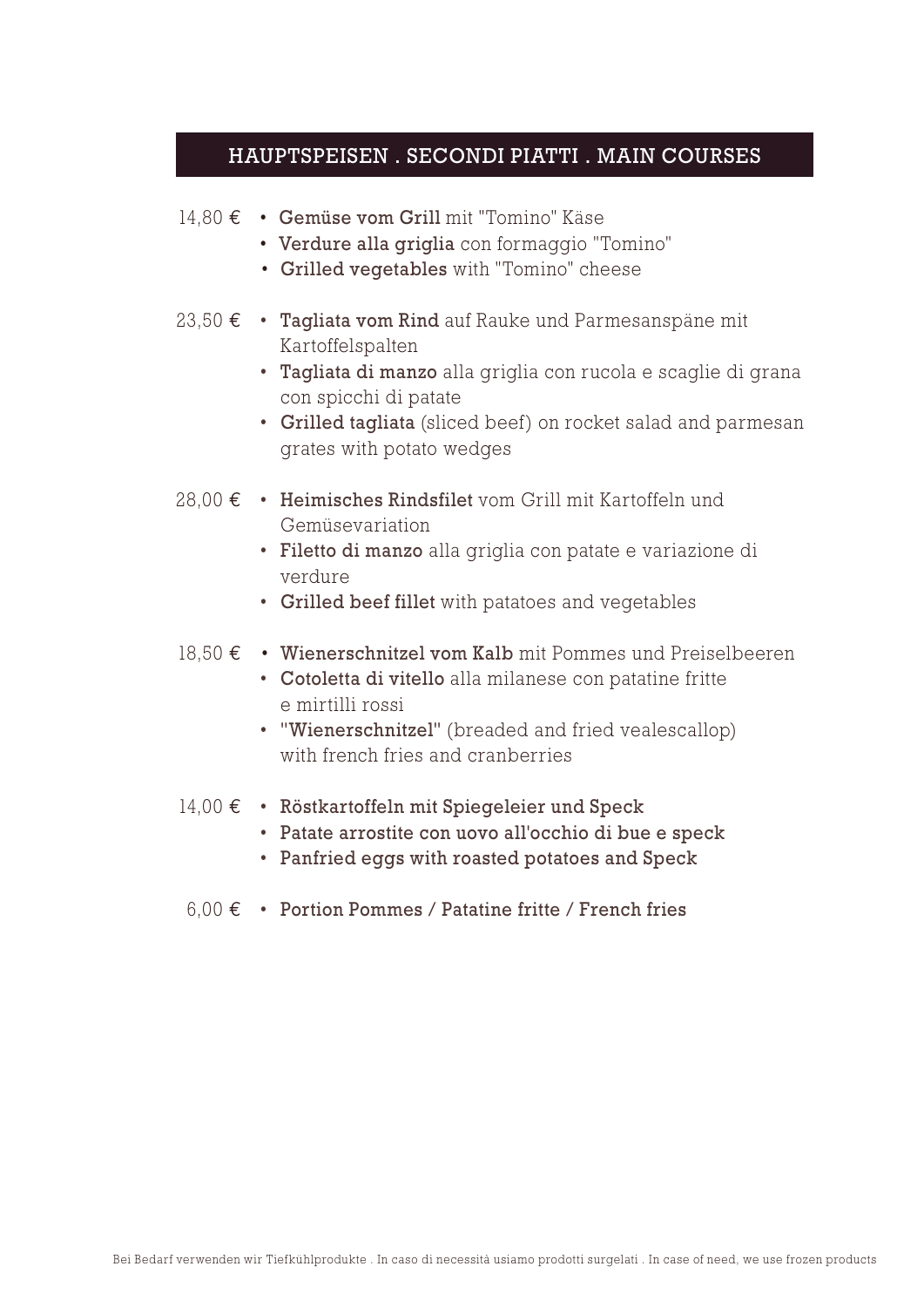## HAUPTSPEISEN . SECONDI PIATTI . MAIN COURSES

14,80 €
- **Gemüse vom Grill** mit "Tomino" Käse
- **Verdure alla griglia** con formaggio "Tomino"
- **Grilled vegetables** with "Tomino" cheese

23,50 €
- **Tagliata vom Rind** auf Rauke und Parmesanspäne mit Kartoffelspalten
- **Tagliata di manzo** alla griglia con rucola e scaglie di grana con spicchi di patate
- **Grilled tagliata** (sliced beef) on rocket salad and parmesan grates with potato wedges

28,00 €
- **Heimisches Rindsfilet** vom Grill mit Kartoffeln und Gemüsevariation
- **Filetto di manzo** alla griglia con patate e variazione di verdure
- **Grilled beef fillet** with patatoes and vegetables

18,50 €
- **Wienerschnitzel vom Kalb** mit Pommes und Preiselbeeren
- **Cotoletta di vitello** alla milanese con patatine fritte e mirtilli rossi
- **"Wienerschnitzel"** (breaded and fried vealescallop) with french fries and cranberries

14,00 €
- **Röstkartoffeln mit Spiegeleier und Speck**
- **Patate arrostite con uovo all'occhio di bue e speck**
- **Panfried eggs with roasted potatoes and Speck**

6,00 €
- **Portion Pommes / Patatine fritte / French fries**

Bei Bedarf verwenden wir Tiefkühlprodukte . In caso di necessità usiamo prodotti surgelati . In case of need, we use frozen products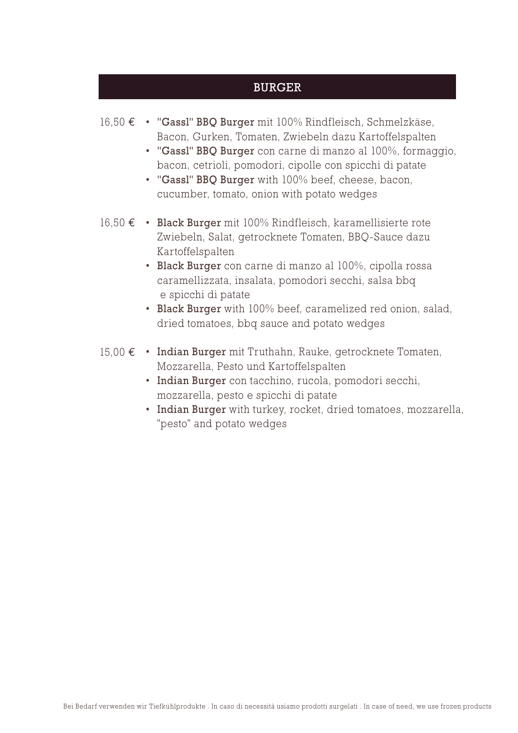## BURGER

16,50 €

- **"Gassl" BBQ Burger** mit 100% Rindfleisch, Schmelzkäse, Bacon, Gurken, Tomaten, Zwiebeln dazu Kartoffelspalten
- **"Gassl" BBQ Burger** con carne di manzo al 100%, formaggio, bacon, cetrioli, pomodori, cipolle con spicchi di patate
- **"Gassl" BBQ Burger** with 100% beef, cheese, bacon, cucumber, tomato, onion with potato wedges

16,50 €

- **Black Burger** mit 100% Rindfleisch, karamellisierte rote Zwiebeln, Salat, getrocknete Tomaten, BBQ-Sauce dazu Kartoffelspalten
- **Black Burger** con carne di manzo al 100%, cipolla rossa caramellizzata, insalata, pomodori secchi, salsa bbq e spicchi di patate
- **Black Burger** with 100% beef, caramelized red onion, salad, dried tomatoes, bbq sauce and potato wedges

15,00 €

- **Indian Burger** mit Truthahn, Rauke, getrocknete Tomaten, Mozzarella, Pesto und Kartoffelspalten
- **Indian Burger** con tacchino, rucola, pomodori secchi, mozzarella, pesto e spicchi di patate
- **Indian Burger** with turkey, rocket, dried tomatoes, mozzarella, "pesto" and potato wedges

Bei Bedarf verwenden wir Tiefkühlprodukte . In caso di necessità usiamo prodotti surgelati . In case of need, we use frozen products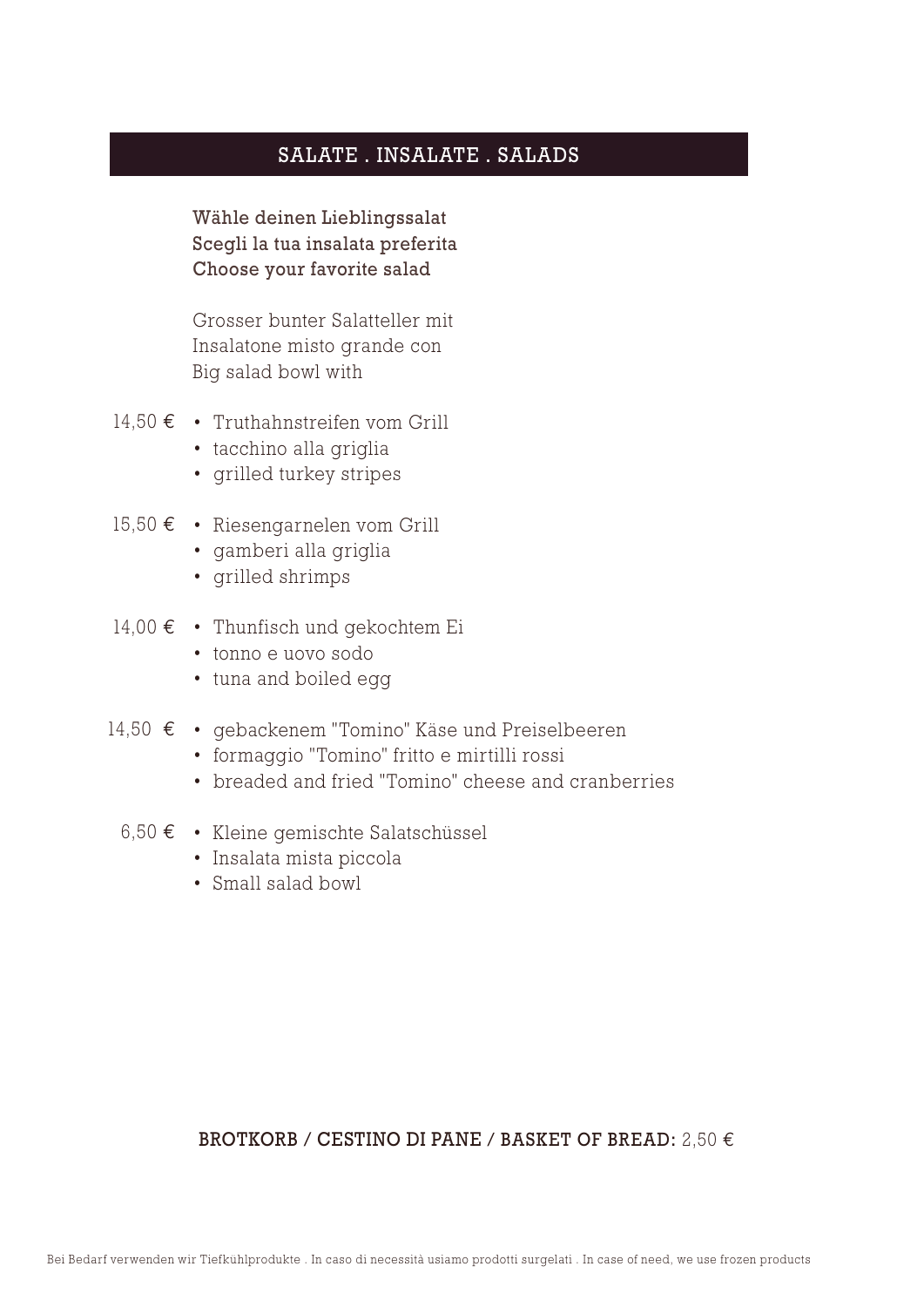## SALATE . INSALATE . SALADS

**Wähle deinen Lieblingssalat**
**Scegli la tua insalata preferita**
**Choose your favorite salad**

Grosser bunter Salatteller mit
Insalatone misto grande con
Big salad bowl with

14,50 €
- Truthahnstreifen vom Grill
- tacchino alla griglia
- grilled turkey stripes

15,50 €
- Riesengarnelen vom Grill
- gamberi alla griglia
- grilled shrimps

14,00 €
- Thunfisch und gekochtem Ei
- tonno e uovo sodo
- tuna and boiled egg

14,50 €
- gebackenem "Tomino" Käse und Preiselbeeren
- formaggio "Tomino" fritto e mirtilli rossi
- breaded and fried "Tomino" cheese and cranberries

6,50 €
- Kleine gemischte Salatschüssel
- Insalata mista piccola
- Small salad bowl

**BROTKORB / CESTINO DI PANE / BASKET OF BREAD:** 2,50 €

Bei Bedarf verwenden wir Tiefkühlprodukte . In caso di necessità usiamo prodotti surgelati . In case of need, we use frozen products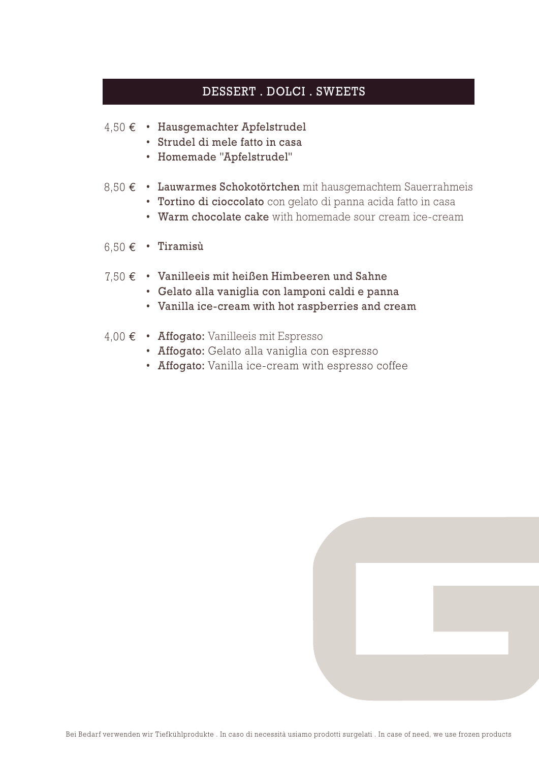## DESSERT . DOLCI . SWEETS

4,50 €
- **Hausgemachter Apfelstrudel**
- **Strudel di mele fatto in casa**
- **Homemade "Apfelstrudel"**

8,50 €
- **Lauwarmes Schokotörtchen** mit hausgemachtem Sauerrahmeis
- **Tortino di cioccolato** con gelato di panna acida fatto in casa
- **Warm chocolate cake** with homemade sour cream ice-cream

6,50 €
- **Tiramisù**

7,50 €
- **Vanilleeis mit heißen Himbeeren und Sahne**
- **Gelato alla vaniglia con lamponi caldi e panna**
- **Vanilla ice-cream with hot raspberries and cream**

4,00 €
- **Affogato:** Vanilleeis mit Espresso
- **Affogato:** Gelato alla vaniglia con espresso
- **Affogato:** Vanilla ice-cream with espresso coffee

Bei Bedarf verwenden wir Tiefkühlprodukte . In caso di necessità usiamo prodotti surgelati . In case of need, we use frozen products